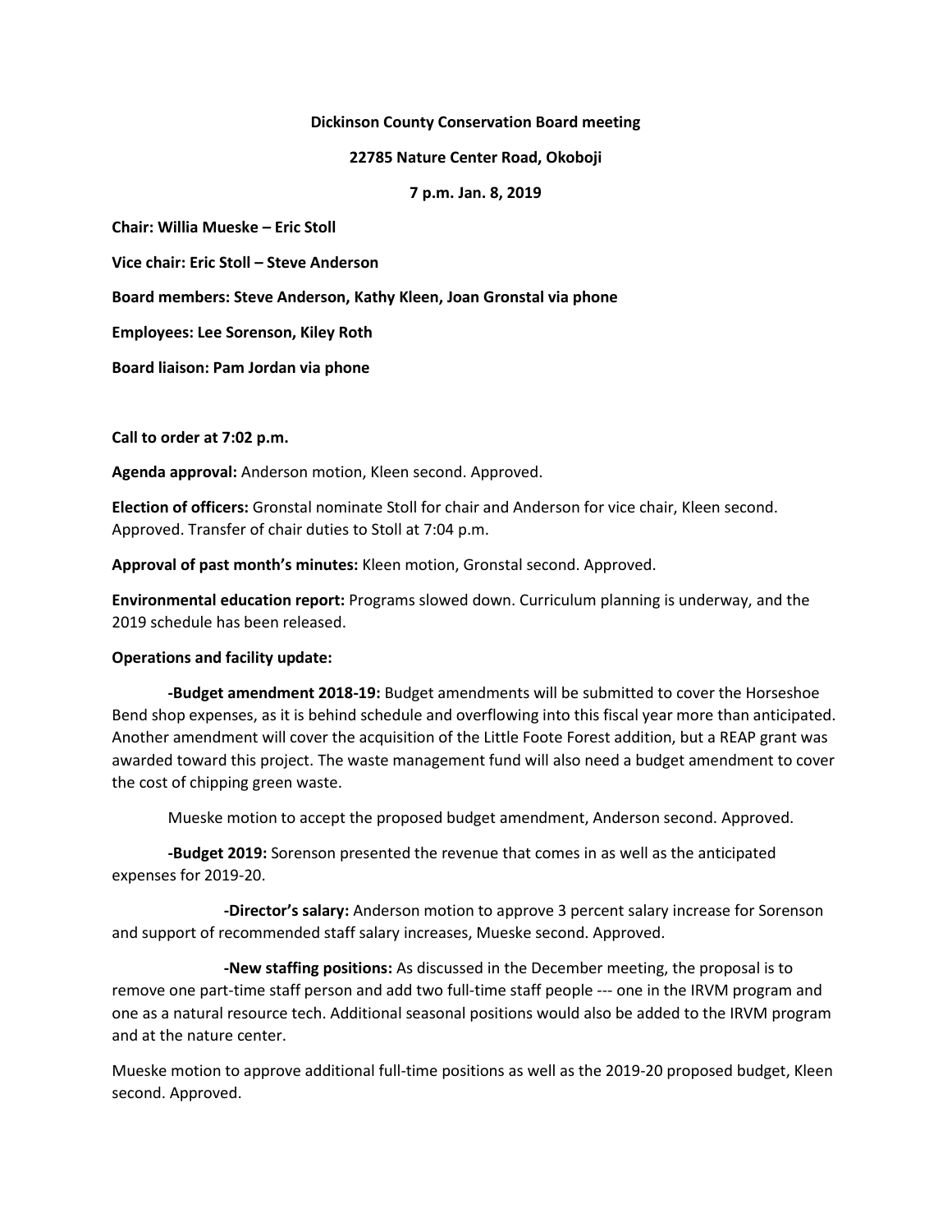**Dickinson County Conservation Board meeting**

**22785 Nature Center Road, Okoboji**

**7 p.m. Jan. 8, 2019**

**Chair: Willia Mueske – Eric Stoll**

**Vice chair: Eric Stoll – Steve Anderson**

**Board members: Steve Anderson, Kathy Kleen, Joan Gronstal via phone**

**Employees: Lee Sorenson, Kiley Roth**

**Board liaison: Pam Jordan via phone**

**Call to order at 7:02 p.m.**

**Agenda approval:** Anderson motion, Kleen second. Approved.

**Election of officers:** Gronstal nominate Stoll for chair and Anderson for vice chair, Kleen second. Approved. Transfer of chair duties to Stoll at 7:04 p.m.

**Approval of past month's minutes:** Kleen motion, Gronstal second. Approved.

**Environmental education report:** Programs slowed down. Curriculum planning is underway, and the 2019 schedule has been released.

**Operations and facility update:**

**-Budget amendment 2018-19:** Budget amendments will be submitted to cover the Horseshoe Bend shop expenses, as it is behind schedule and overflowing into this fiscal year more than anticipated. Another amendment will cover the acquisition of the Little Foote Forest addition, but a REAP grant was awarded toward this project. The waste management fund will also need a budget amendment to cover the cost of chipping green waste.

Mueske motion to accept the proposed budget amendment, Anderson second. Approved.

**-Budget 2019:** Sorenson presented the revenue that comes in as well as the anticipated expenses for 2019-20.

**-Director's salary:** Anderson motion to approve 3 percent salary increase for Sorenson and support of recommended staff salary increases, Mueske second. Approved.

**-New staffing positions:** As discussed in the December meeting, the proposal is to remove one part-time staff person and add two full-time staff people --- one in the IRVM program and one as a natural resource tech. Additional seasonal positions would also be added to the IRVM program and at the nature center.

Mueske motion to approve additional full-time positions as well as the 2019-20 proposed budget, Kleen second. Approved.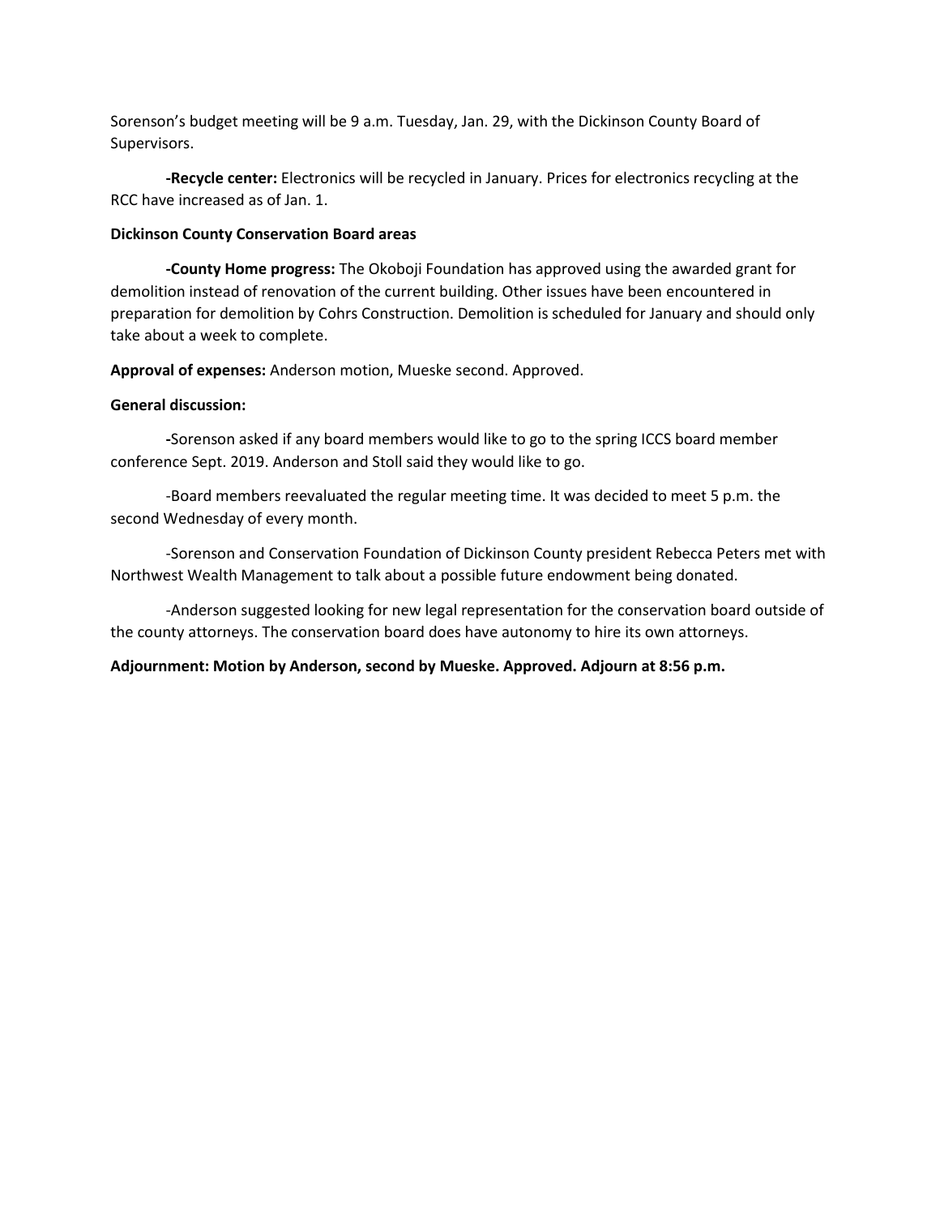Sorenson's budget meeting will be 9 a.m. Tuesday, Jan. 29, with the Dickinson County Board of Supervisors.

**-Recycle center:** Electronics will be recycled in January. Prices for electronics recycling at the RCC have increased as of Jan. 1.

**Dickinson County Conservation Board areas**

**-County Home progress:** The Okoboji Foundation has approved using the awarded grant for demolition instead of renovation of the current building. Other issues have been encountered in preparation for demolition by Cohrs Construction. Demolition is scheduled for January and should only take about a week to complete.

**Approval of expenses:** Anderson motion, Mueske second. Approved.

**General discussion:**

**-**Sorenson asked if any board members would like to go to the spring ICCS board member conference Sept. 2019. Anderson and Stoll said they would like to go.

-Board members reevaluated the regular meeting time. It was decided to meet 5 p.m. the second Wednesday of every month.

-Sorenson and Conservation Foundation of Dickinson County president Rebecca Peters met with Northwest Wealth Management to talk about a possible future endowment being donated.

-Anderson suggested looking for new legal representation for the conservation board outside of the county attorneys. The conservation board does have autonomy to hire its own attorneys.

**Adjournment: Motion by Anderson, second by Mueske. Approved. Adjourn at 8:56 p.m.**